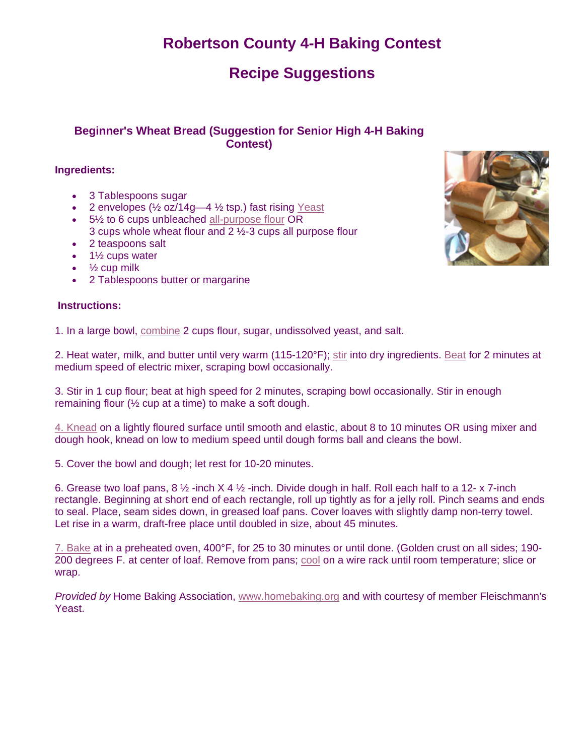# Robertson County 4-H Baking Contest

# Recipe Suggestions

### Beginner's Wheat Bread (Suggestion for Senior High 4-H Baking Contest)

**Ingredients:**

- 3 Tablespoons sugar
- 2 envelopes (½ oz/14g—4 ½ tsp.) fast rising Yeast
- 5½ to 6 cups unbleached all-purpose flour OR
  3 cups whole wheat flour and 2 ½-3 cups all purpose flour
- 2 teaspoons salt
- 1½ cups water
- ½ cup milk
- 2 Tablespoons butter or margarine

**Instructions:**

1. In a large bowl, combine 2 cups flour, sugar, undissolved yeast, and salt.

2. Heat water, milk, and butter until very warm (115-120°F); stir into dry ingredients. Beat for 2 minutes at medium speed of electric mixer, scraping bowl occasionally.

3. Stir in 1 cup flour; beat at high speed for 2 minutes, scraping bowl occasionally. Stir in enough remaining flour (½ cup at a time) to make a soft dough.

4. Knead on a lightly floured surface until smooth and elastic, about 8 to 10 minutes OR using mixer and dough hook, knead on low to medium speed until dough forms ball and cleans the bowl.

5. Cover the bowl and dough; let rest for 10-20 minutes.

6. Grease two loaf pans, 8 ½ -inch X 4 ½ -inch. Divide dough in half. Roll each half to a 12- x 7-inch rectangle. Beginning at short end of each rectangle, roll up tightly as for a jelly roll. Pinch seams and ends to seal. Place, seam sides down, in greased loaf pans. Cover loaves with slightly damp non-terry towel. Let rise in a warm, draft-free place until doubled in size, about 45 minutes.

7. Bake at in a preheated oven, 400°F, for 25 to 30 minutes or until done. (Golden crust on all sides; 190-200 degrees F. at center of loaf. Remove from pans; cool on a wire rack until room temperature; slice or wrap.

*Provided by* Home Baking Association, www.homebaking.org and with courtesy of member Fleischmann's Yeast.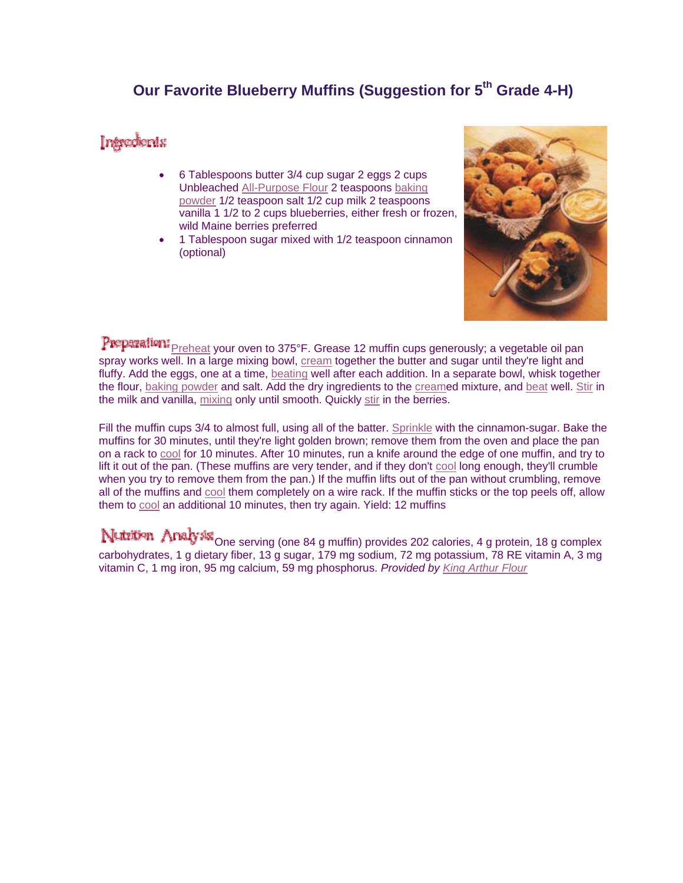# Our Favorite Blueberry Muffins (Suggestion for 5th Grade 4-H)

**Ingredients:**

- 6 Tablespoons butter 3/4 cup sugar 2 eggs 2 cups Unbleached All-Purpose Flour 2 teaspoons baking powder 1/2 teaspoon salt 1/2 cup milk 2 teaspoons vanilla 1 1/2 to 2 cups blueberries, either fresh or frozen, wild Maine berries preferred
- 1 Tablespoon sugar mixed with 1/2 teaspoon cinnamon (optional)

**Preparation:** Preheat your oven to 375°F. Grease 12 muffin cups generously; a vegetable oil pan spray works well. In a large mixing bowl, cream together the butter and sugar until they're light and fluffy. Add the eggs, one at a time, beating well after each addition. In a separate bowl, whisk together the flour, baking powder and salt. Add the dry ingredients to the creamed mixture, and beat well. Stir in the milk and vanilla, mixing only until smooth. Quickly stir in the berries.

Fill the muffin cups 3/4 to almost full, using all of the batter. Sprinkle with the cinnamon-sugar. Bake the muffins for 30 minutes, until they're light golden brown; remove them from the oven and place the pan on a rack to cool for 10 minutes. After 10 minutes, run a knife around the edge of one muffin, and try to lift it out of the pan. (These muffins are very tender, and if they don't cool long enough, they'll crumble when you try to remove them from the pan.) If the muffin lifts out of the pan without crumbling, remove all of the muffins and cool them completely on a wire rack. If the muffin sticks or the top peels off, allow them to cool an additional 10 minutes, then try again. Yield: 12 muffins

**Nutrition Analysis:** One serving (one 84 g muffin) provides 202 calories, 4 g protein, 18 g complex carbohydrates, 1 g dietary fiber, 13 g sugar, 179 mg sodium, 72 mg potassium, 78 RE vitamin A, 3 mg vitamin C, 1 mg iron, 95 mg calcium, 59 mg phosphorus. *Provided by King Arthur Flour*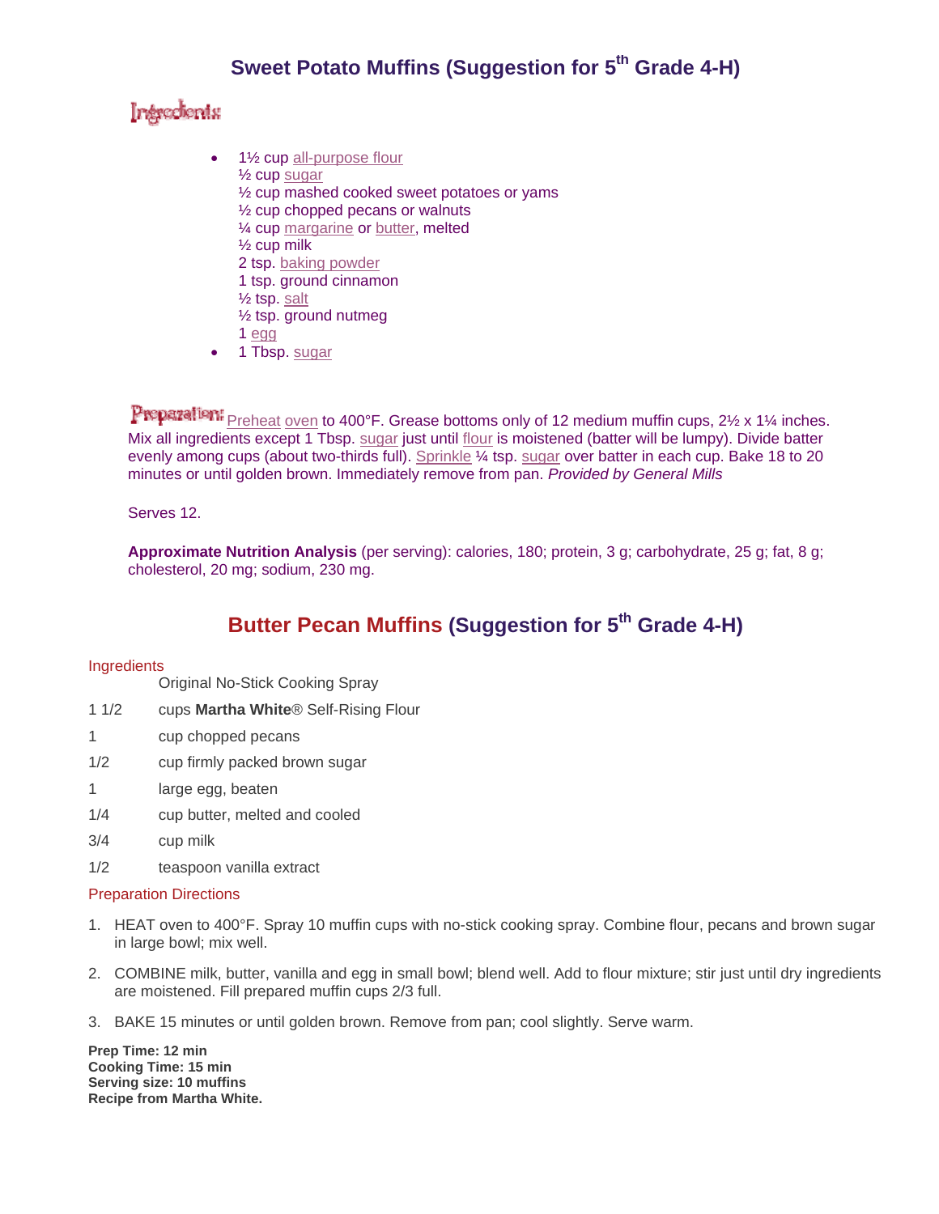## Sweet Potato Muffins (Suggestion for 5th Grade 4-H)

**Ingredients:**

- 1½ cup all-purpose flour
  ½ cup sugar
  ½ cup mashed cooked sweet potatoes or yams
  ½ cup chopped pecans or walnuts
  ¼ cup margarine or butter, melted
  ½ cup milk
  2 tsp. baking powder
  1 tsp. ground cinnamon
  ½ tsp. salt
  ½ tsp. ground nutmeg
  1 egg
- 1 Tbsp. sugar

**Preparation:** Preheat oven to 400°F. Grease bottoms only of 12 medium muffin cups, 2½ x 1¼ inches. Mix all ingredients except 1 Tbsp. sugar just until flour is moistened (batter will be lumpy). Divide batter evenly among cups (about two-thirds full). Sprinkle ¼ tsp. sugar over batter in each cup. Bake 18 to 20 minutes or until golden brown. Immediately remove from pan. *Provided by General Mills*

Serves 12.

**Approximate Nutrition Analysis** (per serving): calories, 180; protein, 3 g; carbohydrate, 25 g; fat, 8 g; cholesterol, 20 mg; sodium, 230 mg.

## Butter Pecan Muffins (Suggestion for 5th Grade 4-H)

Ingredients

| | |
|---|---|
| | Original No-Stick Cooking Spray |
| 1 1/2 | cups **Martha White**® Self-Rising Flour |
| 1 | cup chopped pecans |
| 1/2 | cup firmly packed brown sugar |
| 1 | large egg, beaten |
| 1/4 | cup butter, melted and cooled |
| 3/4 | cup milk |
| 1/2 | teaspoon vanilla extract |

Preparation Directions

1. HEAT oven to 400°F. Spray 10 muffin cups with no-stick cooking spray. Combine flour, pecans and brown sugar in large bowl; mix well.
2. COMBINE milk, butter, vanilla and egg in small bowl; blend well. Add to flour mixture; stir just until dry ingredients are moistened. Fill prepared muffin cups 2/3 full.
3. BAKE 15 minutes or until golden brown. Remove from pan; cool slightly. Serve warm.

**Prep Time: 12 min**
**Cooking Time: 15 min**
**Serving size: 10 muffins**
**Recipe from Martha White.**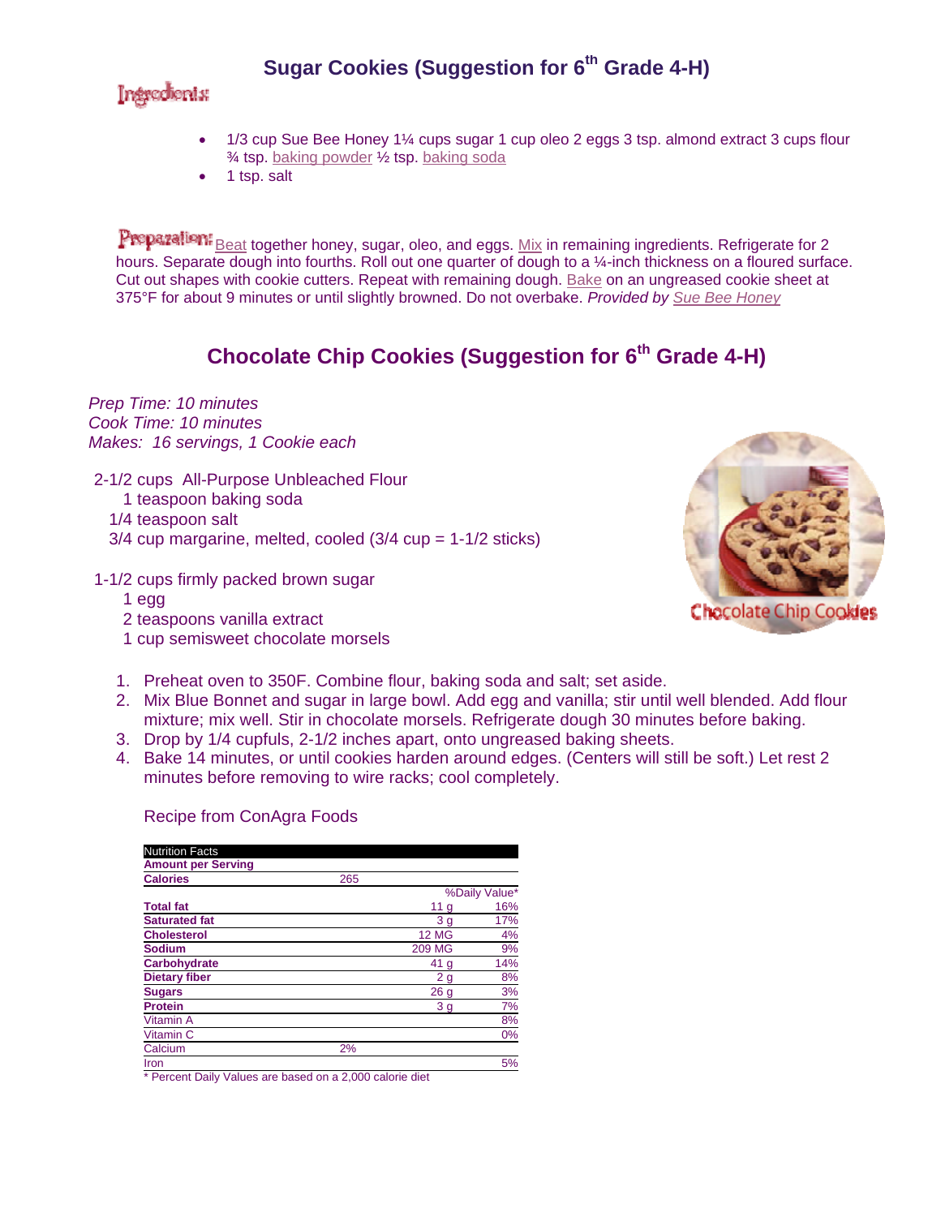## Sugar Cookies (Suggestion for 6th Grade 4-H)

**Ingredients:**

- 1/3 cup Sue Bee Honey 1¼ cups sugar 1 cup oleo 2 eggs 3 tsp. almond extract 3 cups flour ¾ tsp. baking powder ½ tsp. baking soda
- 1 tsp. salt

**Preparation:** Beat together honey, sugar, oleo, and eggs. Mix in remaining ingredients. Refrigerate for 2 hours. Separate dough into fourths. Roll out one quarter of dough to a ¼-inch thickness on a floured surface. Cut out shapes with cookie cutters. Repeat with remaining dough. Bake on an ungreased cookie sheet at 375°F for about 9 minutes or until slightly browned. Do not overbake. *Provided by* Sue Bee Honey

## Chocolate Chip Cookies (Suggestion for 6th Grade 4-H)

*Prep Time: 10 minutes*
*Cook Time: 10 minutes*
*Makes: 16 servings, 1 Cookie each*

2-1/2 cups All-Purpose Unbleached Flour
1 teaspoon baking soda
1/4 teaspoon salt
3/4 cup margarine, melted, cooled (3/4 cup = 1-1/2 sticks)

1-1/2 cups firmly packed brown sugar
1 egg
2 teaspoons vanilla extract
1 cup semisweet chocolate morsels

Chocolate Chip Cookies

1. Preheat oven to 350F. Combine flour, baking soda and salt; set aside.
2. Mix Blue Bonnet and sugar in large bowl. Add egg and vanilla; stir until well blended. Add flour mixture; mix well. Stir in chocolate morsels. Refrigerate dough 30 minutes before baking.
3. Drop by 1/4 cupfuls, 2-1/2 inches apart, onto ungreased baking sheets.
4. Bake 14 minutes, or until cookies harden around edges. (Centers will still be soft.) Let rest 2 minutes before removing to wire racks; cool completely.

Recipe from ConAgra Foods

| Nutrition Facts | | | |
|---|---|---|---|
| **Amount per Serving** | | | |
| **Calories** | 265 | | |
| | | | %Daily Value* |
| **Total fat** | | 11 g | 16% |
| **Saturated fat** | | 3 g | 17% |
| **Cholesterol** | | 12 MG | 4% |
| **Sodium** | | 209 MG | 9% |
| **Carbohydrate** | | 41 g | 14% |
| **Dietary fiber** | | 2 g | 8% |
| **Sugars** | | 26 g | 3% |
| **Protein** | | 3 g | 7% |
| Vitamin A | | | 8% |
| Vitamin C | | | 0% |
| Calcium | 2% | | |
| Iron | | | 5% |

\* Percent Daily Values are based on a 2,000 calorie diet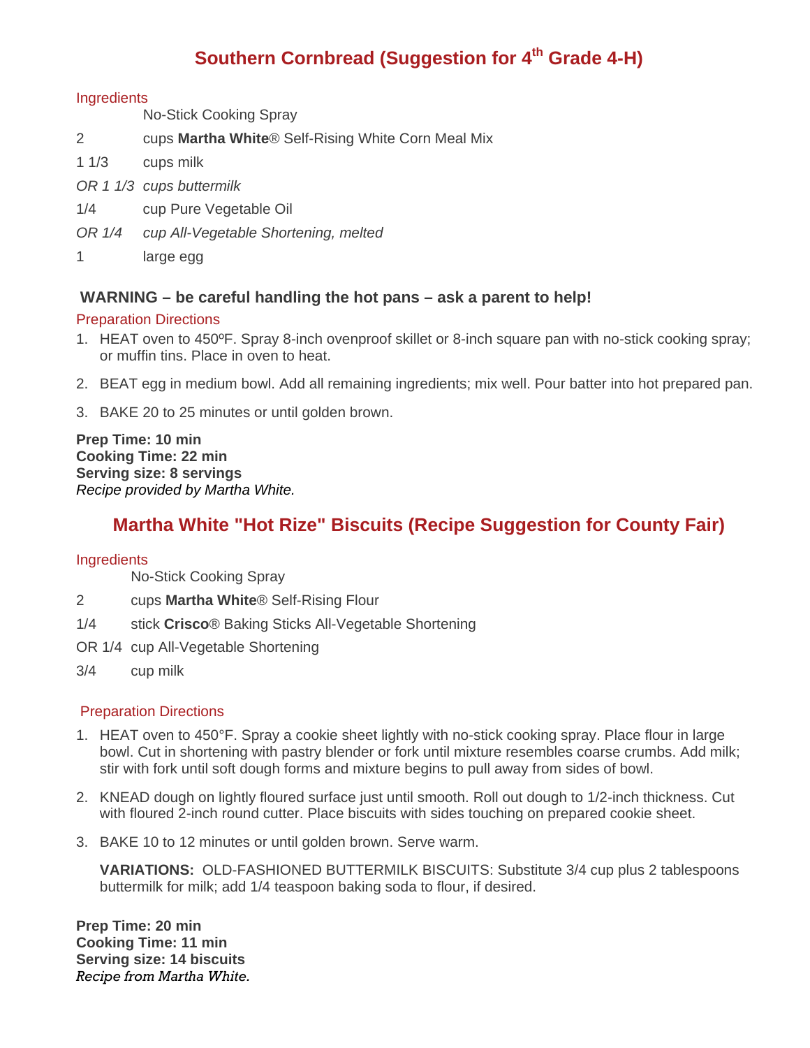## Southern Cornbread (Suggestion for 4th Grade 4-H)

Ingredients

No-Stick Cooking Spray

2 cups **Martha White**® Self-Rising White Corn Meal Mix

1 1/3 cups milk

*OR 1 1/3 cups buttermilk*

1/4 cup Pure Vegetable Oil

*OR 1/4 cup All-Vegetable Shortening, melted*

1 large egg

**WARNING – be careful handling the hot pans – ask a parent to help!**

Preparation Directions

1. HEAT oven to 450ºF. Spray 8-inch ovenproof skillet or 8-inch square pan with no-stick cooking spray; or muffin tins. Place in oven to heat.
2. BEAT egg in medium bowl. Add all remaining ingredients; mix well. Pour batter into hot prepared pan.
3. BAKE 20 to 25 minutes or until golden brown.

**Prep Time: 10 min**
**Cooking Time: 22 min**
**Serving size: 8 servings**
*Recipe provided by Martha White.*

## Martha White "Hot Rize" Biscuits (Recipe Suggestion for County Fair)

Ingredients

No-Stick Cooking Spray

2 cups **Martha White**® Self-Rising Flour

1/4 stick **Crisco**® Baking Sticks All-Vegetable Shortening

OR 1/4 cup All-Vegetable Shortening

3/4 cup milk

Preparation Directions

1. HEAT oven to 450°F. Spray a cookie sheet lightly with no-stick cooking spray. Place flour in large bowl. Cut in shortening with pastry blender or fork until mixture resembles coarse crumbs. Add milk; stir with fork until soft dough forms and mixture begins to pull away from sides of bowl.
2. KNEAD dough on lightly floured surface just until smooth. Roll out dough to 1/2-inch thickness. Cut with floured 2-inch round cutter. Place biscuits with sides touching on prepared cookie sheet.
3. BAKE 10 to 12 minutes or until golden brown. Serve warm.

   **VARIATIONS:** OLD-FASHIONED BUTTERMILK BISCUITS: Substitute 3/4 cup plus 2 tablespoons buttermilk for milk; add 1/4 teaspoon baking soda to flour, if desired.

**Prep Time: 20 min**
**Cooking Time: 11 min**
**Serving size: 14 biscuits**
*Recipe from Martha White.*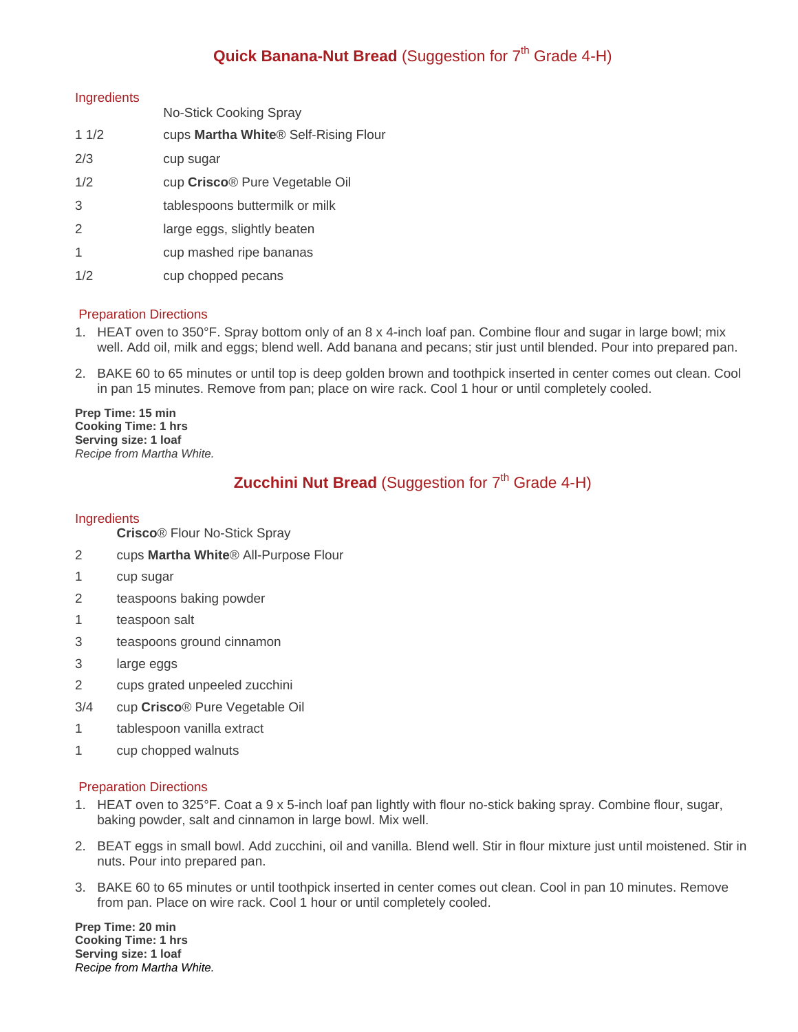## **Quick Banana-Nut Bread** (Suggestion for 7th Grade 4-H)

### Ingredients

| | |
|---|---|
| | No-Stick Cooking Spray |
| 1 1/2 | cups **Martha White**® Self-Rising Flour |
| 2/3 | cup sugar |
| 1/2 | cup **Crisco**® Pure Vegetable Oil |
| 3 | tablespoons buttermilk or milk |
| 2 | large eggs, slightly beaten |
| 1 | cup mashed ripe bananas |
| 1/2 | cup chopped pecans |

### Preparation Directions

1. HEAT oven to 350°F. Spray bottom only of an 8 x 4-inch loaf pan. Combine flour and sugar in large bowl; mix well. Add oil, milk and eggs; blend well. Add banana and pecans; stir just until blended. Pour into prepared pan.
2. BAKE 60 to 65 minutes or until top is deep golden brown and toothpick inserted in center comes out clean. Cool in pan 15 minutes. Remove from pan; place on wire rack. Cool 1 hour or until completely cooled.

**Prep Time: 15 min**
**Cooking Time: 1 hrs**
**Serving size: 1 loaf**
*Recipe from Martha White.*

## **Zucchini Nut Bread** (Suggestion for 7th Grade 4-H)

### Ingredients

| | |
|---|---|
| | **Crisco**® Flour No-Stick Spray |
| 2 | cups **Martha White**® All-Purpose Flour |
| 1 | cup sugar |
| 2 | teaspoons baking powder |
| 1 | teaspoon salt |
| 3 | teaspoons ground cinnamon |
| 3 | large eggs |
| 2 | cups grated unpeeled zucchini |
| 3/4 | cup **Crisco**® Pure Vegetable Oil |
| 1 | tablespoon vanilla extract |
| 1 | cup chopped walnuts |

### Preparation Directions

1. HEAT oven to 325°F. Coat a 9 x 5-inch loaf pan lightly with flour no-stick baking spray. Combine flour, sugar, baking powder, salt and cinnamon in large bowl. Mix well.
2. BEAT eggs in small bowl. Add zucchini, oil and vanilla. Blend well. Stir in flour mixture just until moistened. Stir in nuts. Pour into prepared pan.
3. BAKE 60 to 65 minutes or until toothpick inserted in center comes out clean. Cool in pan 10 minutes. Remove from pan. Place on wire rack. Cool 1 hour or until completely cooled.

**Prep Time: 20 min**
**Cooking Time: 1 hrs**
**Serving size: 1 loaf**
*Recipe from Martha White.*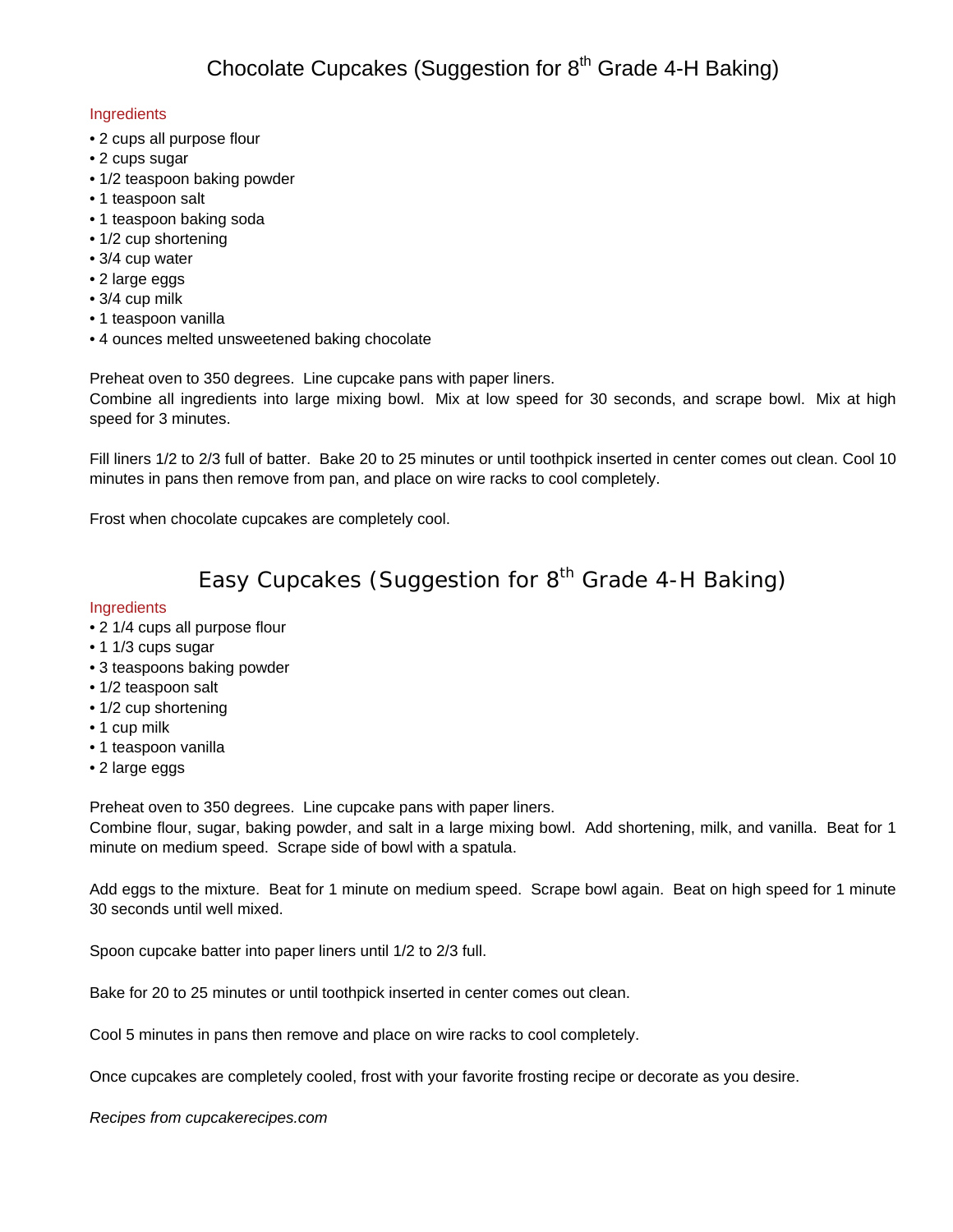# Chocolate Cupcakes (Suggestion for 8th Grade 4-H Baking)

Ingredients

- 2 cups all purpose flour
- 2 cups sugar
- 1/2 teaspoon baking powder
- 1 teaspoon salt
- 1 teaspoon baking soda
- 1/2 cup shortening
- 3/4 cup water
- 2 large eggs
- 3/4 cup milk
- 1 teaspoon vanilla
- 4 ounces melted unsweetened baking chocolate

Preheat oven to 350 degrees. Line cupcake pans with paper liners.
Combine all ingredients into large mixing bowl. Mix at low speed for 30 seconds, and scrape bowl. Mix at high speed for 3 minutes.

Fill liners 1/2 to 2/3 full of batter. Bake 20 to 25 minutes or until toothpick inserted in center comes out clean. Cool 10 minutes in pans then remove from pan, and place on wire racks to cool completely.

Frost when chocolate cupcakes are completely cool.

# Easy Cupcakes (Suggestion for 8th Grade 4-H Baking)

Ingredients

- 2 1/4 cups all purpose flour
- 1 1/3 cups sugar
- 3 teaspoons baking powder
- 1/2 teaspoon salt
- 1/2 cup shortening
- 1 cup milk
- 1 teaspoon vanilla
- 2 large eggs

Preheat oven to 350 degrees. Line cupcake pans with paper liners.
Combine flour, sugar, baking powder, and salt in a large mixing bowl. Add shortening, milk, and vanilla. Beat for 1 minute on medium speed. Scrape side of bowl with a spatula.

Add eggs to the mixture. Beat for 1 minute on medium speed. Scrape bowl again. Beat on high speed for 1 minute 30 seconds until well mixed.

Spoon cupcake batter into paper liners until 1/2 to 2/3 full.

Bake for 20 to 25 minutes or until toothpick inserted in center comes out clean.

Cool 5 minutes in pans then remove and place on wire racks to cool completely.

Once cupcakes are completely cooled, frost with your favorite frosting recipe or decorate as you desire.

*Recipes from cupcakerecipes.com*